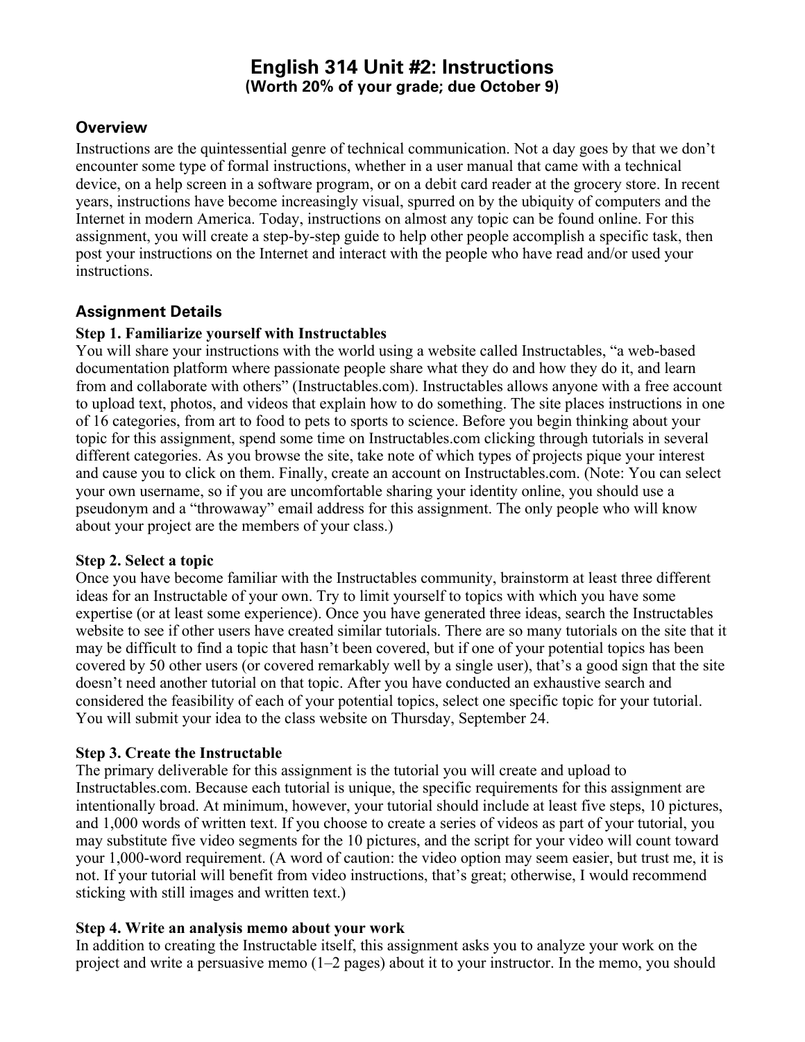# English 314 Unit #2: Instructions

**(Worth 20% of your grade; due October 9)**

## Overview

Instructions are the quintessential genre of technical communication. Not a day goes by that we don't encounter some type of formal instructions, whether in a user manual that came with a technical device, on a help screen in a software program, or on a debit card reader at the grocery store. In recent years, instructions have become increasingly visual, spurred on by the ubiquity of computers and the Internet in modern America. Today, instructions on almost any topic can be found online. For this assignment, you will create a step-by-step guide to help other people accomplish a specific task, then post your instructions on the Internet and interact with the people who have read and/or used your instructions.

## Assignment Details

### Step 1. Familiarize yourself with Instructables

You will share your instructions with the world using a website called Instructables, "a web-based documentation platform where passionate people share what they do and how they do it, and learn from and collaborate with others" (Instructables.com). Instructables allows anyone with a free account to upload text, photos, and videos that explain how to do something. The site places instructions in one of 16 categories, from art to food to pets to sports to science. Before you begin thinking about your topic for this assignment, spend some time on Instructables.com clicking through tutorials in several different categories. As you browse the site, take note of which types of projects pique your interest and cause you to click on them. Finally, create an account on Instructables.com. (Note: You can select your own username, so if you are uncomfortable sharing your identity online, you should use a pseudonym and a "throwaway" email address for this assignment. The only people who will know about your project are the members of your class.)

### Step 2. Select a topic

Once you have become familiar with the Instructables community, brainstorm at least three different ideas for an Instructable of your own. Try to limit yourself to topics with which you have some expertise (or at least some experience). Once you have generated three ideas, search the Instructables website to see if other users have created similar tutorials. There are so many tutorials on the site that it may be difficult to find a topic that hasn't been covered, but if one of your potential topics has been covered by 50 other users (or covered remarkably well by a single user), that's a good sign that the site doesn't need another tutorial on that topic. After you have conducted an exhaustive search and considered the feasibility of each of your potential topics, select one specific topic for your tutorial. You will submit your idea to the class website on Thursday, September 24.

### Step 3. Create the Instructable

The primary deliverable for this assignment is the tutorial you will create and upload to Instructables.com. Because each tutorial is unique, the specific requirements for this assignment are intentionally broad. At minimum, however, your tutorial should include at least five steps, 10 pictures, and 1,000 words of written text. If you choose to create a series of videos as part of your tutorial, you may substitute five video segments for the 10 pictures, and the script for your video will count toward your 1,000-word requirement. (A word of caution: the video option may seem easier, but trust me, it is not. If your tutorial will benefit from video instructions, that's great; otherwise, I would recommend sticking with still images and written text.)

### Step 4. Write an analysis memo about your work

In addition to creating the Instructable itself, this assignment asks you to analyze your work on the project and write a persuasive memo (1–2 pages) about it to your instructor. In the memo, you should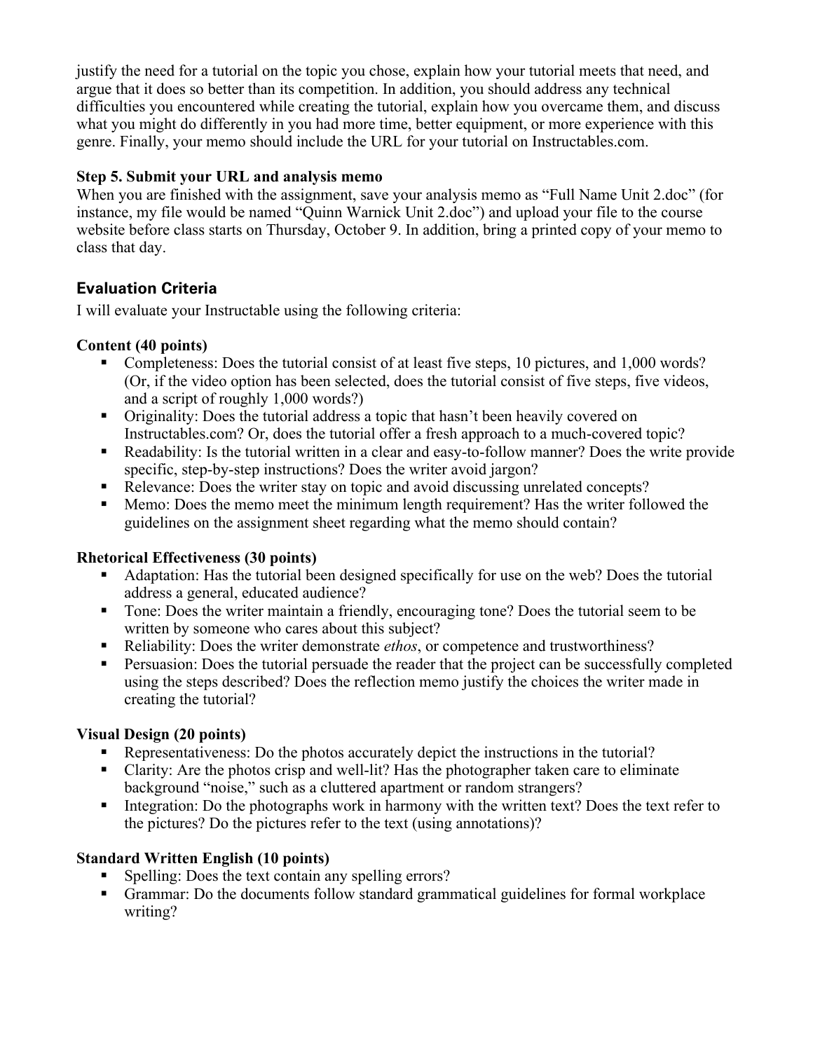justify the need for a tutorial on the topic you chose, explain how your tutorial meets that need, and argue that it does so better than its competition. In addition, you should address any technical difficulties you encountered while creating the tutorial, explain how you overcame them, and discuss what you might do differently in you had more time, better equipment, or more experience with this genre. Finally, your memo should include the URL for your tutorial on Instructables.com.

**Step 5. Submit your URL and analysis memo**
When you are finished with the assignment, save your analysis memo as "Full Name Unit 2.doc" (for instance, my file would be named "Quinn Warnick Unit 2.doc") and upload your file to the course website before class starts on Thursday, October 9. In addition, bring a printed copy of your memo to class that day.

## Evaluation Criteria

I will evaluate your Instructable using the following criteria:

**Content (40 points)**

- Completeness: Does the tutorial consist of at least five steps, 10 pictures, and 1,000 words? (Or, if the video option has been selected, does the tutorial consist of five steps, five videos, and a script of roughly 1,000 words?)
- Originality: Does the tutorial address a topic that hasn't been heavily covered on Instructables.com? Or, does the tutorial offer a fresh approach to a much-covered topic?
- Readability: Is the tutorial written in a clear and easy-to-follow manner? Does the write provide specific, step-by-step instructions? Does the writer avoid jargon?
- Relevance: Does the writer stay on topic and avoid discussing unrelated concepts?
- Memo: Does the memo meet the minimum length requirement? Has the writer followed the guidelines on the assignment sheet regarding what the memo should contain?

**Rhetorical Effectiveness (30 points)**

- Adaptation: Has the tutorial been designed specifically for use on the web? Does the tutorial address a general, educated audience?
- Tone: Does the writer maintain a friendly, encouraging tone? Does the tutorial seem to be written by someone who cares about this subject?
- Reliability: Does the writer demonstrate *ethos*, or competence and trustworthiness?
- Persuasion: Does the tutorial persuade the reader that the project can be successfully completed using the steps described? Does the reflection memo justify the choices the writer made in creating the tutorial?

**Visual Design (20 points)**

- Representativeness: Do the photos accurately depict the instructions in the tutorial?
- Clarity: Are the photos crisp and well-lit? Has the photographer taken care to eliminate background "noise," such as a cluttered apartment or random strangers?
- Integration: Do the photographs work in harmony with the written text? Does the text refer to the pictures? Do the pictures refer to the text (using annotations)?

**Standard Written English (10 points)**

- Spelling: Does the text contain any spelling errors?
- Grammar: Do the documents follow standard grammatical guidelines for formal workplace writing?